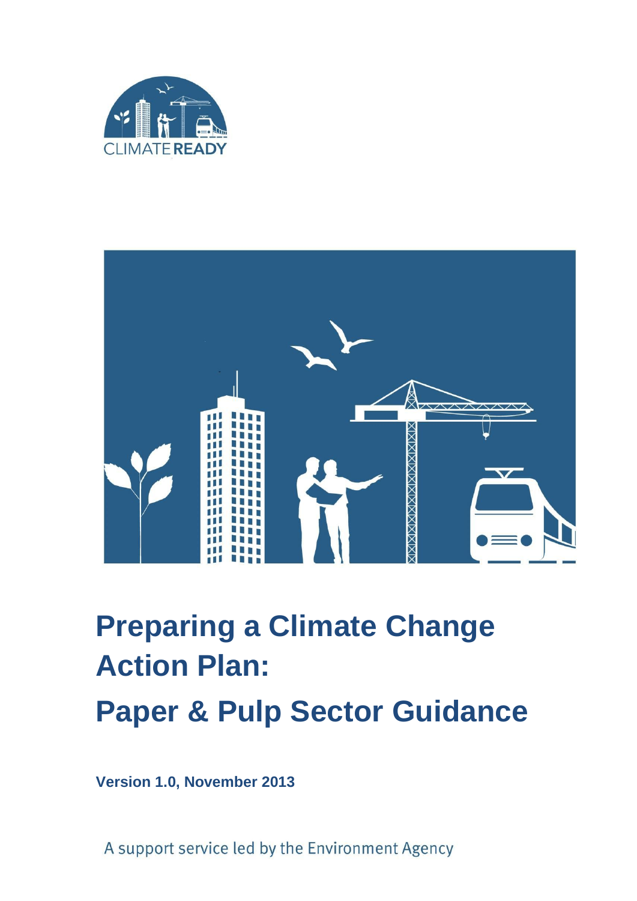CLIMATE READY

# Preparing a Climate Change Action Plan:

# Paper & Pulp Sector Guidance

**Version 1.0, November 2013**

A support service led by the Environment Agency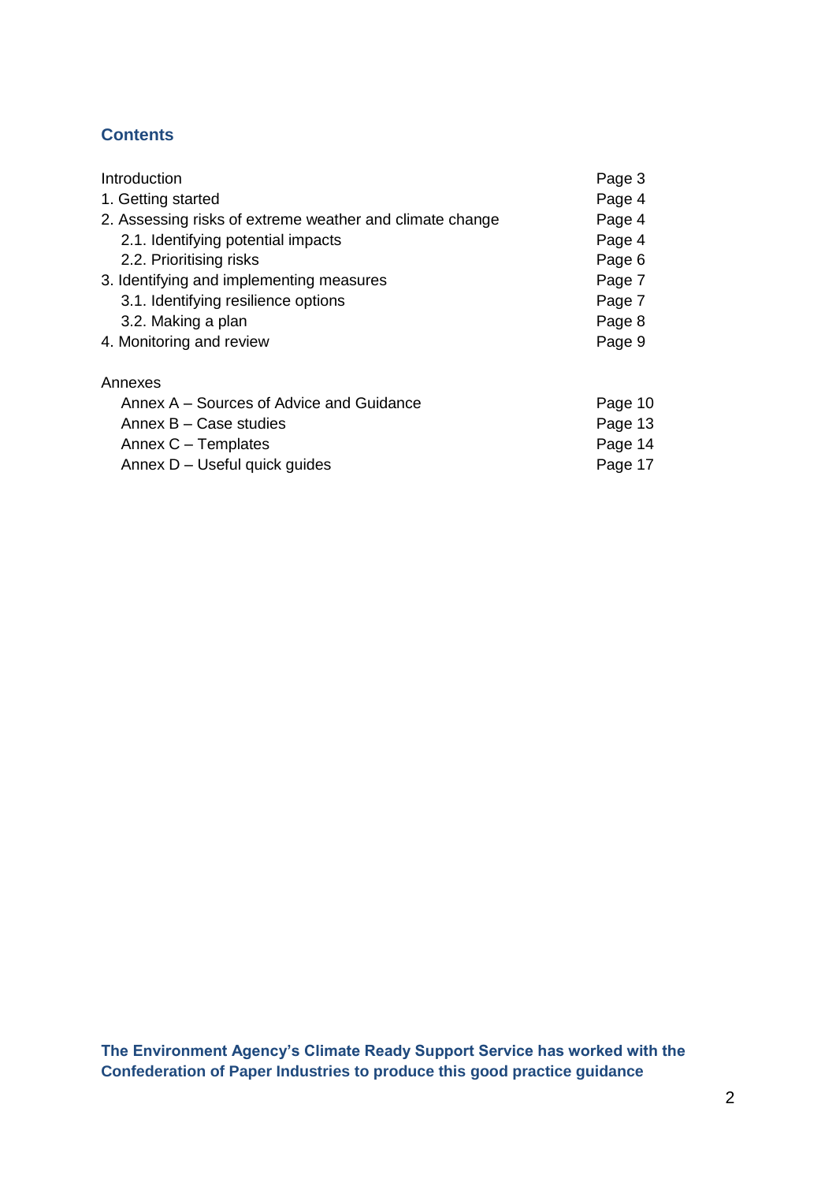## Contents

| | |
|---|---|
| Introduction | Page 3 |
| 1. Getting started | Page 4 |
| 2. Assessing risks of extreme weather and climate change | Page 4 |
| 2.1. Identifying potential impacts | Page 4 |
| 2.2. Prioritising risks | Page 6 |
| 3. Identifying and implementing measures | Page 7 |
| 3.1. Identifying resilience options | Page 7 |
| 3.2. Making a plan | Page 8 |
| 4. Monitoring and review | Page 9 |
| | |
| Annexes | |
| Annex A – Sources of Advice and Guidance | Page 10 |
| Annex B – Case studies | Page 13 |
| Annex C – Templates | Page 14 |
| Annex D – Useful quick guides | Page 17 |

**The Environment Agency's Climate Ready Support Service has worked with the Confederation of Paper Industries to produce this good practice guidance**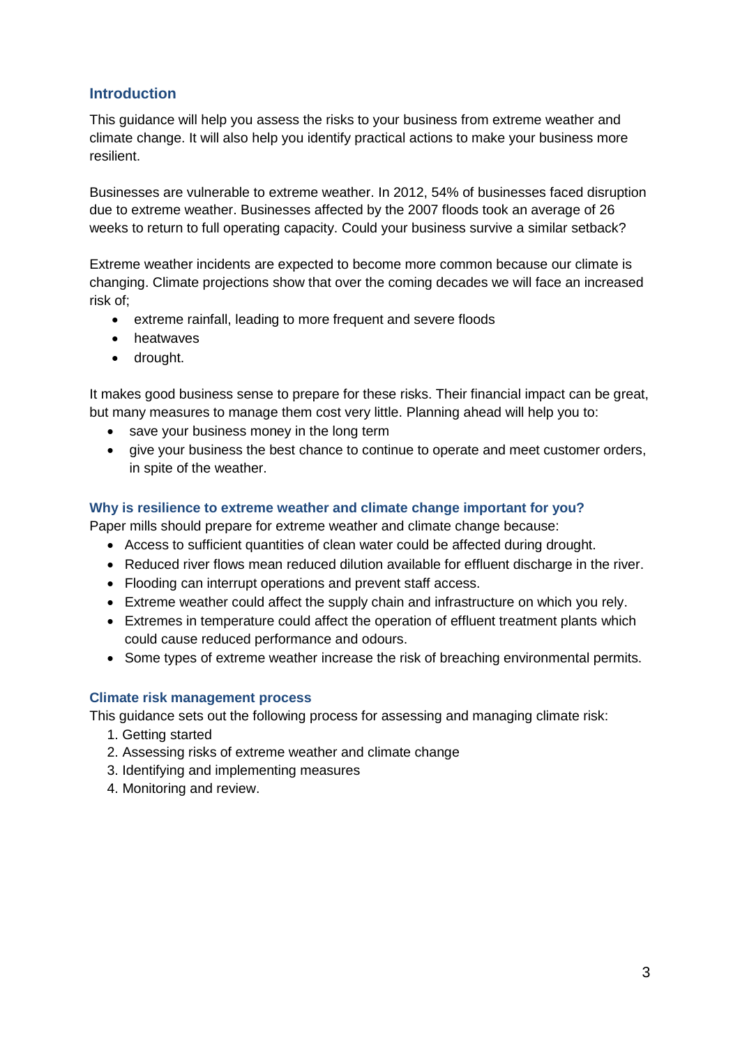## Introduction

This guidance will help you assess the risks to your business from extreme weather and climate change. It will also help you identify practical actions to make your business more resilient.

Businesses are vulnerable to extreme weather. In 2012, 54% of businesses faced disruption due to extreme weather. Businesses affected by the 2007 floods took an average of 26 weeks to return to full operating capacity. Could your business survive a similar setback?

Extreme weather incidents are expected to become more common because our climate is changing. Climate projections show that over the coming decades we will face an increased risk of;

- extreme rainfall, leading to more frequent and severe floods
- heatwaves
- drought.

It makes good business sense to prepare for these risks. Their financial impact can be great, but many measures to manage them cost very little. Planning ahead will help you to:

- save your business money in the long term
- give your business the best chance to continue to operate and meet customer orders, in spite of the weather.

### Why is resilience to extreme weather and climate change important for you?

Paper mills should prepare for extreme weather and climate change because:

- Access to sufficient quantities of clean water could be affected during drought.
- Reduced river flows mean reduced dilution available for effluent discharge in the river.
- Flooding can interrupt operations and prevent staff access.
- Extreme weather could affect the supply chain and infrastructure on which you rely.
- Extremes in temperature could affect the operation of effluent treatment plants which could cause reduced performance and odours.
- Some types of extreme weather increase the risk of breaching environmental permits.

### Climate risk management process

This guidance sets out the following process for assessing and managing climate risk:

1. Getting started
2. Assessing risks of extreme weather and climate change
3. Identifying and implementing measures
4. Monitoring and review.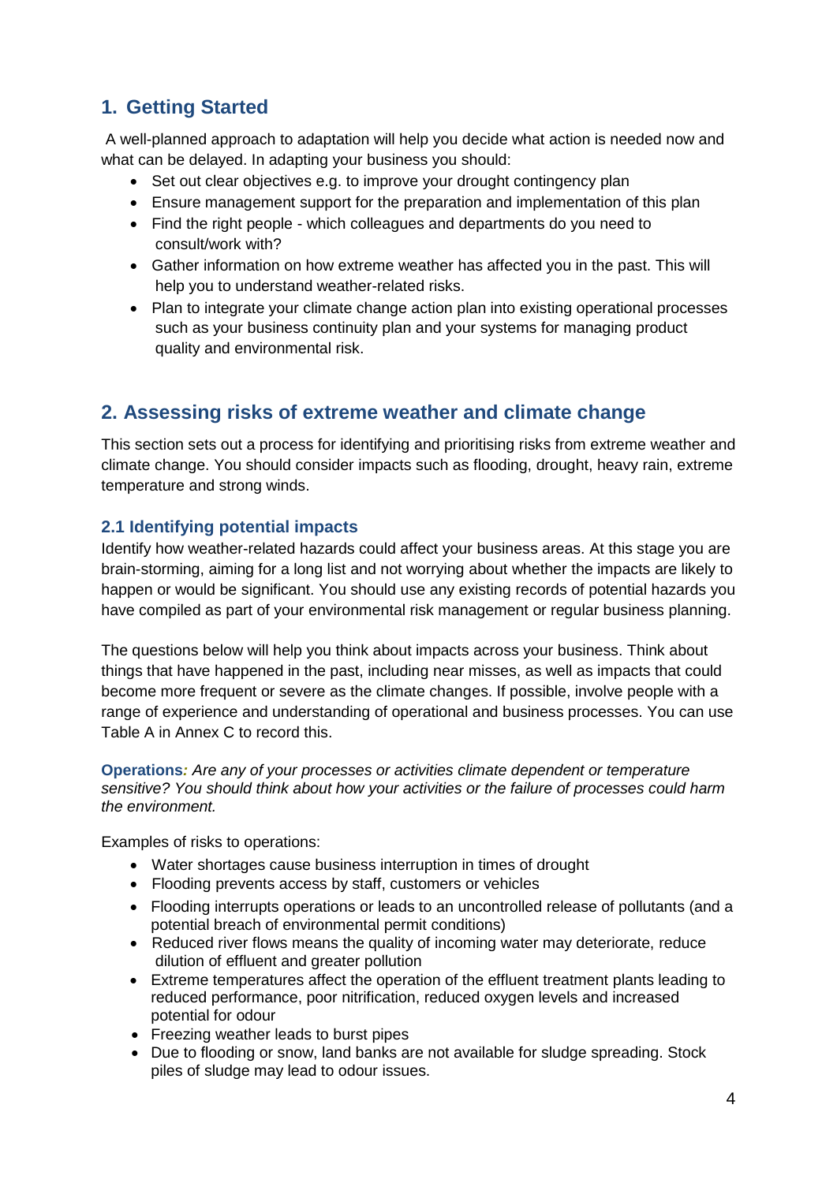## 1. Getting Started

A well-planned approach to adaptation will help you decide what action is needed now and what can be delayed. In adapting your business you should:

- Set out clear objectives e.g. to improve your drought contingency plan
- Ensure management support for the preparation and implementation of this plan
- Find the right people - which colleagues and departments do you need to consult/work with?
- Gather information on how extreme weather has affected you in the past. This will help you to understand weather-related risks.
- Plan to integrate your climate change action plan into existing operational processes such as your business continuity plan and your systems for managing product quality and environmental risk.

## 2. Assessing risks of extreme weather and climate change

This section sets out a process for identifying and prioritising risks from extreme weather and climate change. You should consider impacts such as flooding, drought, heavy rain, extreme temperature and strong winds.

### 2.1 Identifying potential impacts

Identify how weather-related hazards could affect your business areas. At this stage you are brain-storming, aiming for a long list and not worrying about whether the impacts are likely to happen or would be significant. You should use any existing records of potential hazards you have compiled as part of your environmental risk management or regular business planning.

The questions below will help you think about impacts across your business. Think about things that have happened in the past, including near misses, as well as impacts that could become more frequent or severe as the climate changes. If possible, involve people with a range of experience and understanding of operational and business processes. You can use Table A in Annex C to record this.

**Operations***: Are any of your processes or activities climate dependent or temperature sensitive? You should think about how your activities or the failure of processes could harm the environment.*

Examples of risks to operations:

- Water shortages cause business interruption in times of drought
- Flooding prevents access by staff, customers or vehicles
- Flooding interrupts operations or leads to an uncontrolled release of pollutants (and a potential breach of environmental permit conditions)
- Reduced river flows means the quality of incoming water may deteriorate, reduce dilution of effluent and greater pollution
- Extreme temperatures affect the operation of the effluent treatment plants leading to reduced performance, poor nitrification, reduced oxygen levels and increased potential for odour
- Freezing weather leads to burst pipes
- Due to flooding or snow, land banks are not available for sludge spreading. Stock piles of sludge may lead to odour issues.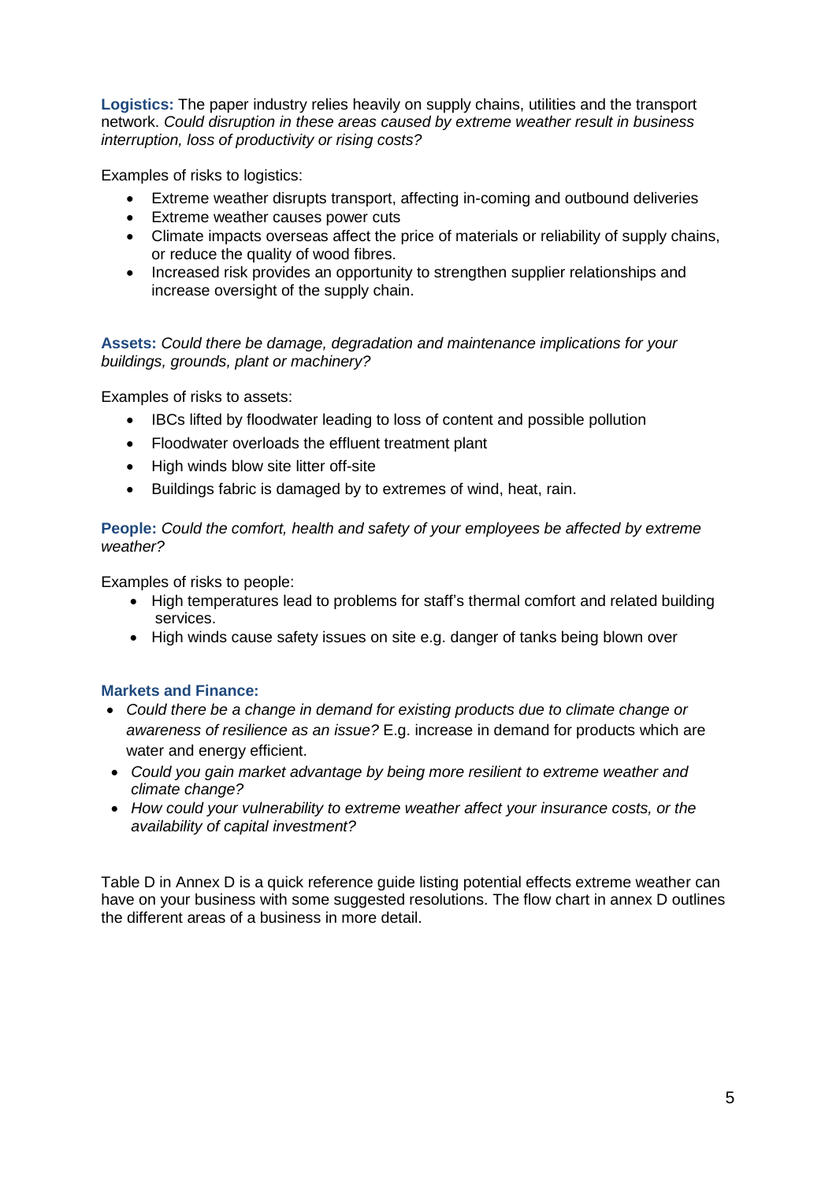**Logistics:** The paper industry relies heavily on supply chains, utilities and the transport network. *Could disruption in these areas caused by extreme weather result in business interruption, loss of productivity or rising costs?*

Examples of risks to logistics:

- Extreme weather disrupts transport, affecting in-coming and outbound deliveries
- Extreme weather causes power cuts
- Climate impacts overseas affect the price of materials or reliability of supply chains, or reduce the quality of wood fibres.
- Increased risk provides an opportunity to strengthen supplier relationships and increase oversight of the supply chain.

**Assets:** *Could there be damage, degradation and maintenance implications for your buildings, grounds, plant or machinery?*

Examples of risks to assets:

- IBCs lifted by floodwater leading to loss of content and possible pollution
- Floodwater overloads the effluent treatment plant
- High winds blow site litter off-site
- Buildings fabric is damaged by to extremes of wind, heat, rain.

**People:** *Could the comfort, health and safety of your employees be affected by extreme weather?*

Examples of risks to people:

- High temperatures lead to problems for staff's thermal comfort and related building services.
- High winds cause safety issues on site e.g. danger of tanks being blown over

**Markets and Finance:**

- *Could there be a change in demand for existing products due to climate change or awareness of resilience as an issue?* E.g. increase in demand for products which are water and energy efficient.
- *Could you gain market advantage by being more resilient to extreme weather and climate change?*
- *How could your vulnerability to extreme weather affect your insurance costs, or the availability of capital investment?*

Table D in Annex D is a quick reference guide listing potential effects extreme weather can have on your business with some suggested resolutions. The flow chart in annex D outlines the different areas of a business in more detail.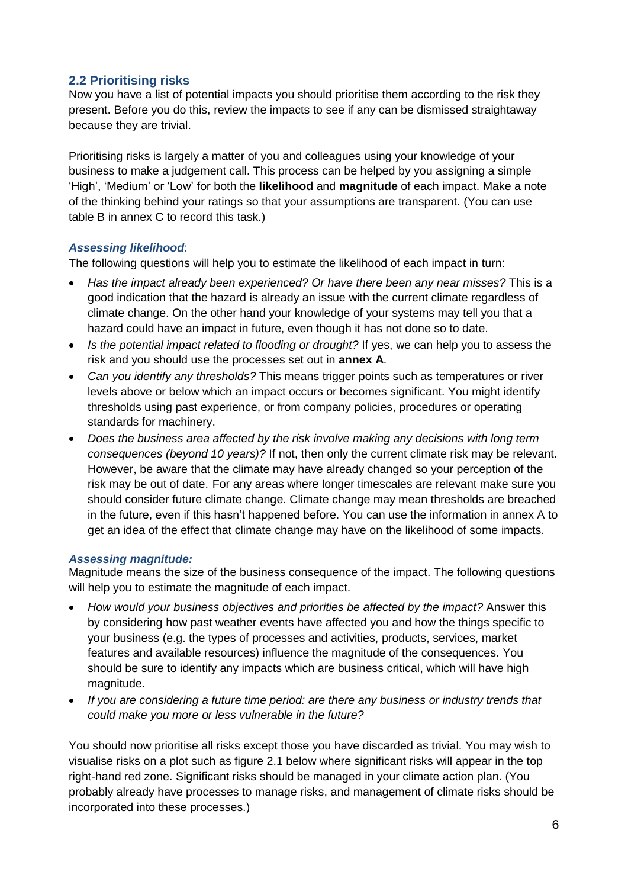## 2.2 Prioritising risks

Now you have a list of potential impacts you should prioritise them according to the risk they present. Before you do this, review the impacts to see if any can be dismissed straightaway because they are trivial.

Prioritising risks is largely a matter of you and colleagues using your knowledge of your business to make a judgement call. This process can be helped by you assigning a simple 'High', 'Medium' or 'Low' for both the **likelihood** and **magnitude** of each impact. Make a note of the thinking behind your ratings so that your assumptions are transparent. (You can use table B in annex C to record this task.)

### *Assessing likelihood*:

The following questions will help you to estimate the likelihood of each impact in turn:

- *Has the impact already been experienced? Or have there been any near misses?* This is a good indication that the hazard is already an issue with the current climate regardless of climate change. On the other hand your knowledge of your systems may tell you that a hazard could have an impact in future, even though it has not done so to date.
- *Is the potential impact related to flooding or drought?* If yes, we can help you to assess the risk and you should use the processes set out in **annex A**.
- *Can you identify any thresholds?* This means trigger points such as temperatures or river levels above or below which an impact occurs or becomes significant. You might identify thresholds using past experience, or from company policies, procedures or operating standards for machinery.
- *Does the business area affected by the risk involve making any decisions with long term consequences (beyond 10 years)?* If not, then only the current climate risk may be relevant. However, be aware that the climate may have already changed so your perception of the risk may be out of date. For any areas where longer timescales are relevant make sure you should consider future climate change. Climate change may mean thresholds are breached in the future, even if this hasn't happened before. You can use the information in annex A to get an idea of the effect that climate change may have on the likelihood of some impacts.

### *Assessing magnitude:*

Magnitude means the size of the business consequence of the impact. The following questions will help you to estimate the magnitude of each impact.

- *How would your business objectives and priorities be affected by the impact?* Answer this by considering how past weather events have affected you and how the things specific to your business (e.g. the types of processes and activities, products, services, market features and available resources) influence the magnitude of the consequences. You should be sure to identify any impacts which are business critical, which will have high magnitude.
- *If you are considering a future time period: are there any business or industry trends that could make you more or less vulnerable in the future?*

You should now prioritise all risks except those you have discarded as trivial. You may wish to visualise risks on a plot such as figure 2.1 below where significant risks will appear in the top right-hand red zone. Significant risks should be managed in your climate action plan. (You probably already have processes to manage risks, and management of climate risks should be incorporated into these processes.)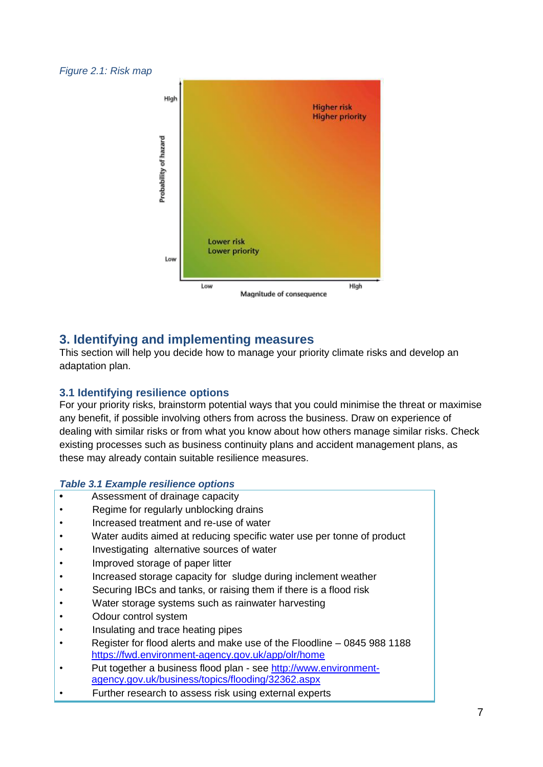*Figure 2.1: Risk map*

## 3. Identifying and implementing measures

This section will help you decide how to manage your priority climate risks and develop an adaptation plan.

### 3.1 Identifying resilience options

For your priority risks, brainstorm potential ways that you could minimise the threat or maximise any benefit, if possible involving others from across the business. Draw on experience of dealing with similar risks or from what you know about how others manage similar risks. Check existing processes such as business continuity plans and accident management plans, as these may already contain suitable resilience measures.

***Table 3.1 Example resilience options***

- Assessment of drainage capacity
- Regime for regularly unblocking drains
- Increased treatment and re-use of water
- Water audits aimed at reducing specific water use per tonne of product
- Investigating alternative sources of water
- Improved storage of paper litter
- Increased storage capacity for sludge during inclement weather
- Securing IBCs and tanks, or raising them if there is a flood risk
- Water storage systems such as rainwater harvesting
- Odour control system
- Insulating and trace heating pipes
- Register for flood alerts and make use of the Floodline – 0845 988 1188 https://fwd.environment-agency.gov.uk/app/olr/home
- Put together a business flood plan - see http://www.environment-agency.gov.uk/business/topics/flooding/32362.aspx
- Further research to assess risk using external experts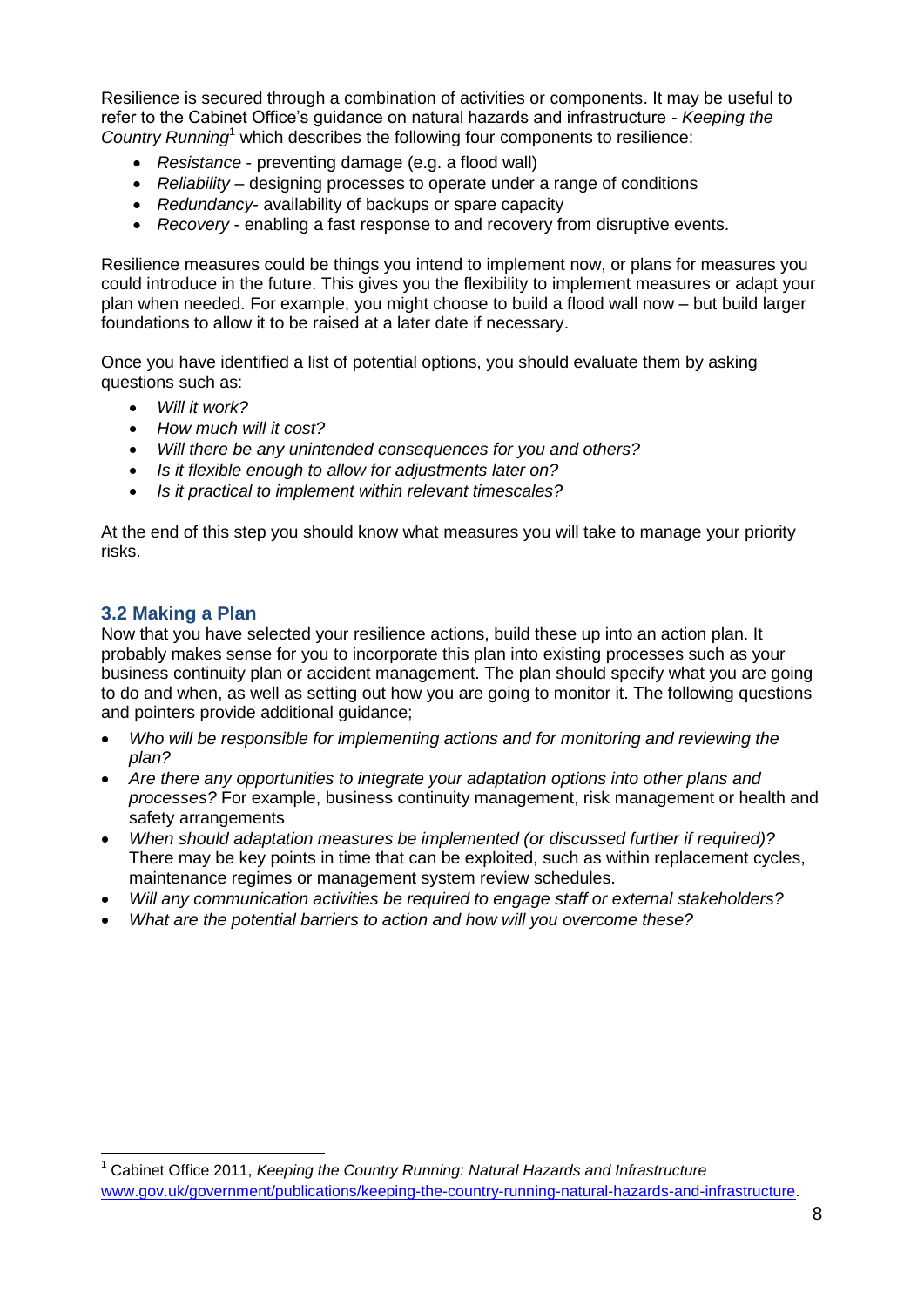Resilience is secured through a combination of activities or components. It may be useful to refer to the Cabinet Office's guidance on natural hazards and infrastructure - *Keeping the Country Running*[1] which describes the following four components to resilience:

- *Resistance* - preventing damage (e.g. a flood wall)
- *Reliability* – designing processes to operate under a range of conditions
- *Redundancy*- availability of backups or spare capacity
- *Recovery* - enabling a fast response to and recovery from disruptive events.

Resilience measures could be things you intend to implement now, or plans for measures you could introduce in the future. This gives you the flexibility to implement measures or adapt your plan when needed. For example, you might choose to build a flood wall now – but build larger foundations to allow it to be raised at a later date if necessary.

Once you have identified a list of potential options, you should evaluate them by asking questions such as:

- *Will it work?*
- *How much will it cost?*
- *Will there be any unintended consequences for you and others?*
- *Is it flexible enough to allow for adjustments later on?*
- *Is it practical to implement within relevant timescales?*

At the end of this step you should know what measures you will take to manage your priority risks.

### 3.2 Making a Plan

Now that you have selected your resilience actions, build these up into an action plan. It probably makes sense for you to incorporate this plan into existing processes such as your business continuity plan or accident management. The plan should specify what you are going to do and when, as well as setting out how you are going to monitor it. The following questions and pointers provide additional guidance;

- *Who will be responsible for implementing actions and for monitoring and reviewing the plan?*
- *Are there any opportunities to integrate your adaptation options into other plans and processes?* For example, business continuity management, risk management or health and safety arrangements
- *When should adaptation measures be implemented (or discussed further if required)?* There may be key points in time that can be exploited, such as within replacement cycles, maintenance regimes or management system review schedules.
- *Will any communication activities be required to engage staff or external stakeholders?*
- *What are the potential barriers to action and how will you overcome these?*

---

[1] Cabinet Office 2011, *Keeping the Country Running: Natural Hazards and Infrastructure* www.gov.uk/government/publications/keeping-the-country-running-natural-hazards-and-infrastructure.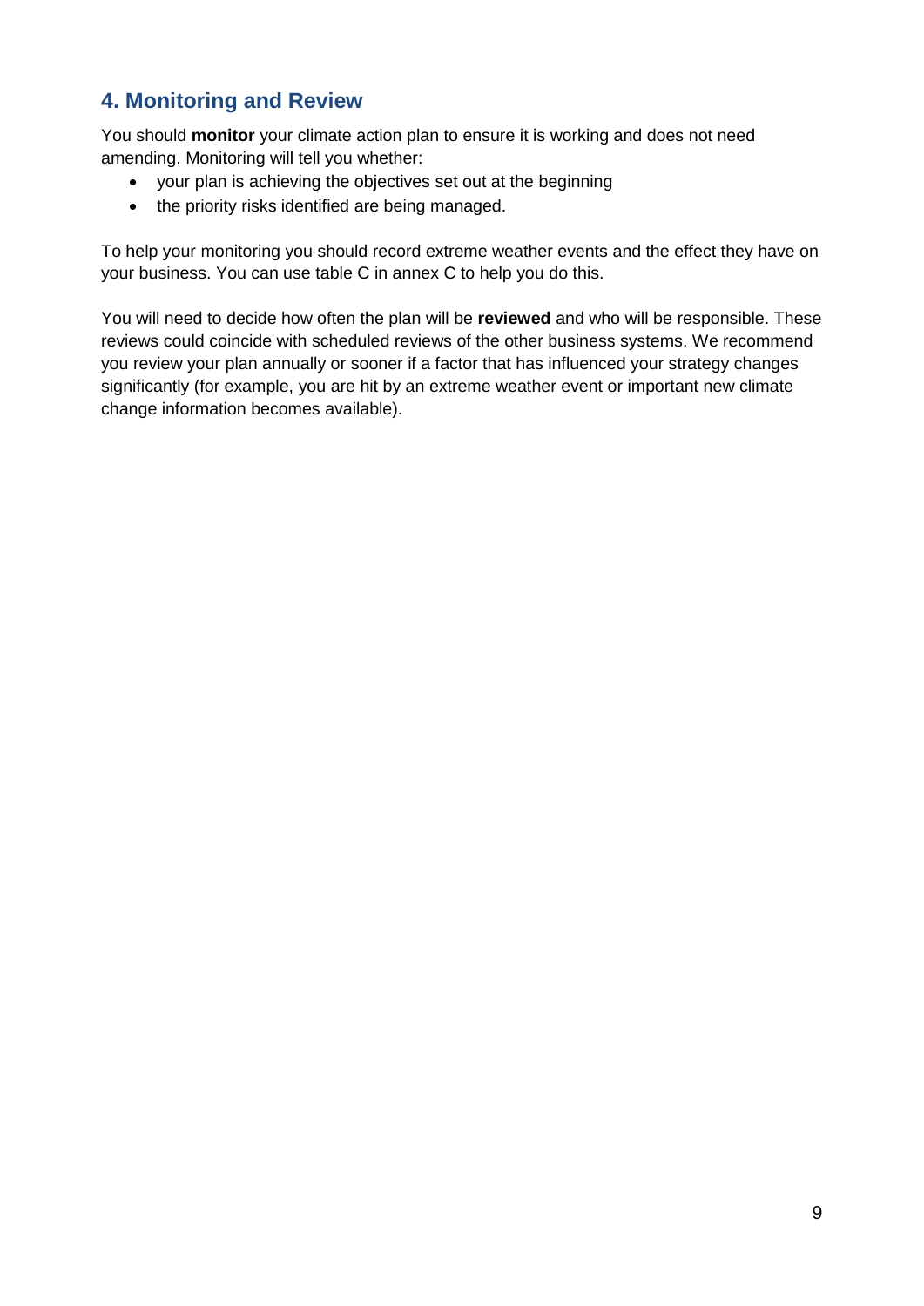## 4. Monitoring and Review

You should **monitor** your climate action plan to ensure it is working and does not need amending. Monitoring will tell you whether:

- your plan is achieving the objectives set out at the beginning
- the priority risks identified are being managed.

To help your monitoring you should record extreme weather events and the effect they have on your business. You can use table C in annex C to help you do this.

You will need to decide how often the plan will be **reviewed** and who will be responsible. These reviews could coincide with scheduled reviews of the other business systems. We recommend you review your plan annually or sooner if a factor that has influenced your strategy changes significantly (for example, you are hit by an extreme weather event or important new climate change information becomes available).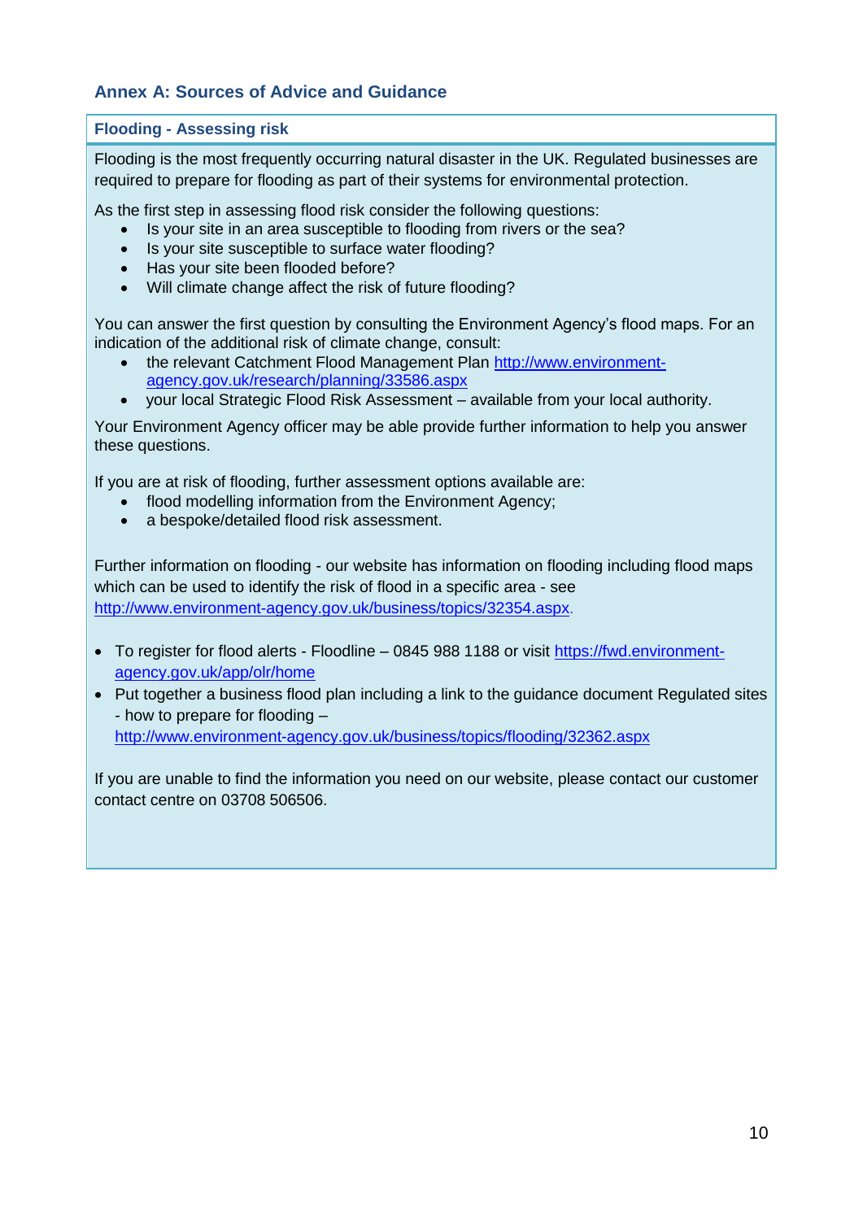## Annex A: Sources of Advice and Guidance

### Flooding - Assessing risk

Flooding is the most frequently occurring natural disaster in the UK. Regulated businesses are required to prepare for flooding as part of their systems for environmental protection.

As the first step in assessing flood risk consider the following questions:

- Is your site in an area susceptible to flooding from rivers or the sea?
- Is your site susceptible to surface water flooding?
- Has your site been flooded before?
- Will climate change affect the risk of future flooding?

You can answer the first question by consulting the Environment Agency's flood maps. For an indication of the additional risk of climate change, consult:

- the relevant Catchment Flood Management Plan http://www.environment-agency.gov.uk/research/planning/33586.aspx
- your local Strategic Flood Risk Assessment – available from your local authority.

Your Environment Agency officer may be able provide further information to help you answer these questions.

If you are at risk of flooding, further assessment options available are:

- flood modelling information from the Environment Agency;
- a bespoke/detailed flood risk assessment.

Further information on flooding - our website has information on flooding including flood maps which can be used to identify the risk of flood in a specific area - see http://www.environment-agency.gov.uk/business/topics/32354.aspx.

- To register for flood alerts - Floodline – 0845 988 1188 or visit https://fwd.environment-agency.gov.uk/app/olr/home
- Put together a business flood plan including a link to the guidance document Regulated sites - how to prepare for flooding – http://www.environment-agency.gov.uk/business/topics/flooding/32362.aspx

If you are unable to find the information you need on our website, please contact our customer contact centre on 03708 506506.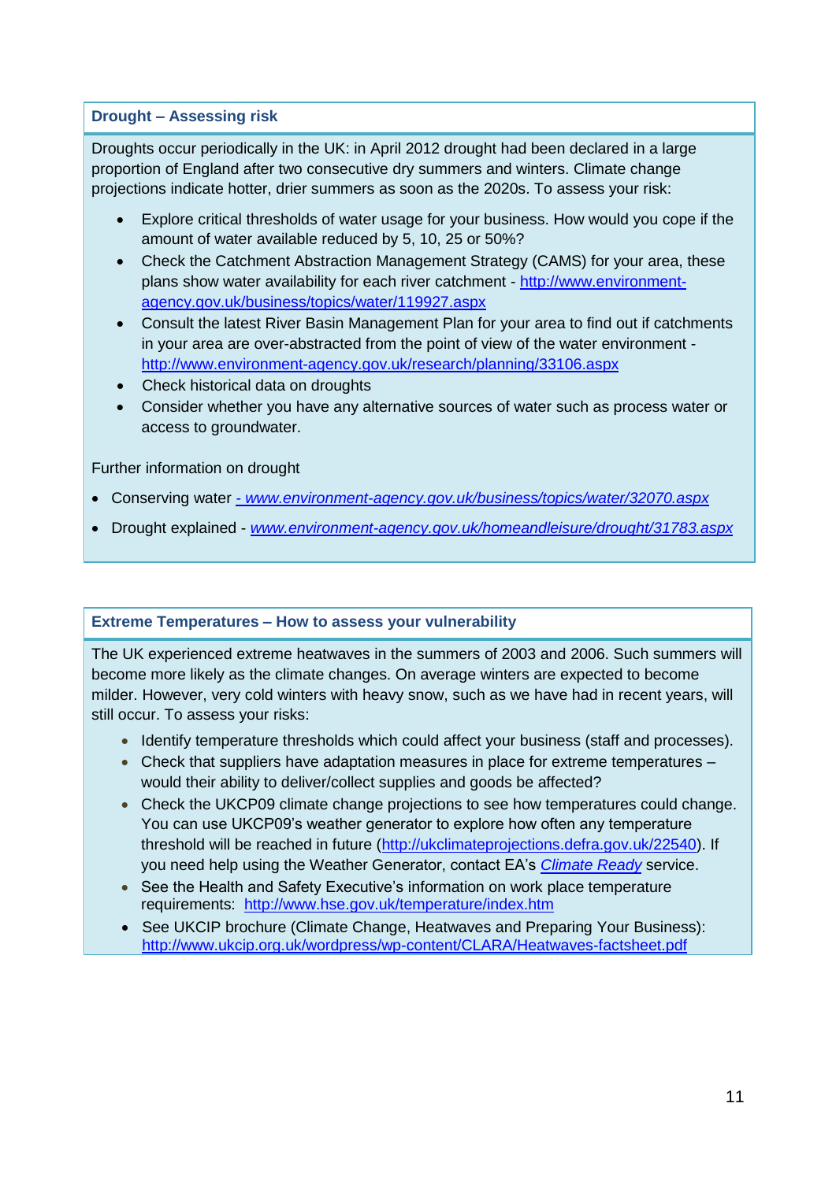### Drought – Assessing risk

Droughts occur periodically in the UK: in April 2012 drought had been declared in a large proportion of England after two consecutive dry summers and winters. Climate change projections indicate hotter, drier summers as soon as the 2020s. To assess your risk:

- Explore critical thresholds of water usage for your business. How would you cope if the amount of water available reduced by 5, 10, 25 or 50%?
- Check the Catchment Abstraction Management Strategy (CAMS) for your area, these plans show water availability for each river catchment - http://www.environment-agency.gov.uk/business/topics/water/119927.aspx
- Consult the latest River Basin Management Plan for your area to find out if catchments in your area are over-abstracted from the point of view of the water environment - http://www.environment-agency.gov.uk/research/planning/33106.aspx
- Check historical data on droughts
- Consider whether you have any alternative sources of water such as process water or access to groundwater.

Further information on drought

- Conserving water *- www.environment-agency.gov.uk/business/topics/water/32070.aspx*
- Drought explained - *www.environment-agency.gov.uk/homeandleisure/drought/31783.aspx*

### Extreme Temperatures – How to assess your vulnerability

The UK experienced extreme heatwaves in the summers of 2003 and 2006. Such summers will become more likely as the climate changes. On average winters are expected to become milder. However, very cold winters with heavy snow, such as we have had in recent years, will still occur. To assess your risks:

- Identify temperature thresholds which could affect your business (staff and processes).
- Check that suppliers have adaptation measures in place for extreme temperatures – would their ability to deliver/collect supplies and goods be affected?
- Check the UKCP09 climate change projections to see how temperatures could change. You can use UKCP09's weather generator to explore how often any temperature threshold will be reached in future (http://ukclimateprojections.defra.gov.uk/22540). If you need help using the Weather Generator, contact EA's *Climate Ready* service.
- See the Health and Safety Executive's information on work place temperature requirements: http://www.hse.gov.uk/temperature/index.htm
- See UKCIP brochure (Climate Change, Heatwaves and Preparing Your Business): http://www.ukcip.org.uk/wordpress/wp-content/CLARA/Heatwaves-factsheet.pdf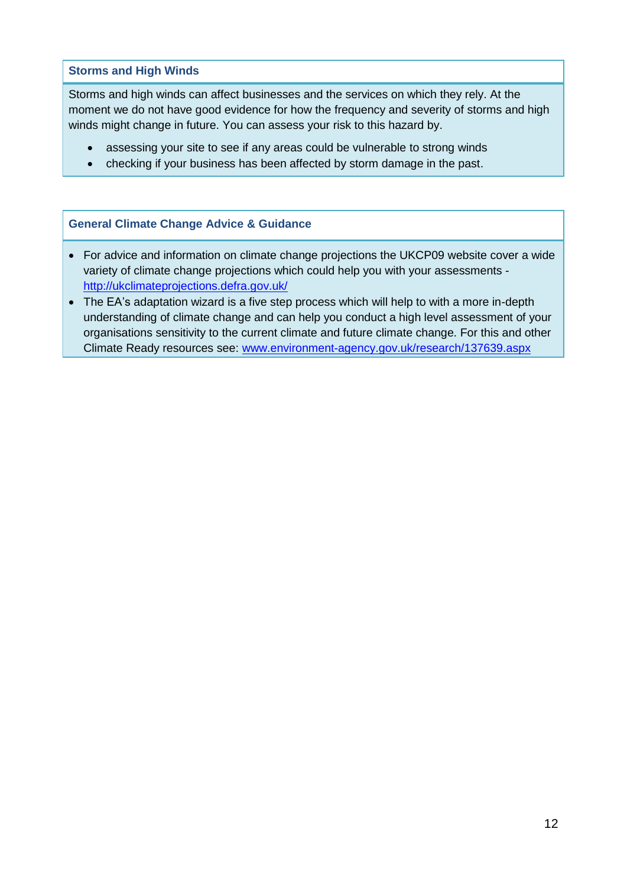### Storms and High Winds

Storms and high winds can affect businesses and the services on which they rely. At the moment we do not have good evidence for how the frequency and severity of storms and high winds might change in future. You can assess your risk to this hazard by.

- assessing your site to see if any areas could be vulnerable to strong winds
- checking if your business has been affected by storm damage in the past.

### General Climate Change Advice & Guidance

- For advice and information on climate change projections the UKCP09 website cover a wide variety of climate change projections which could help you with your assessments - http://ukclimateprojections.defra.gov.uk/
- The EA's adaptation wizard is a five step process which will help to with a more in-depth understanding of climate change and can help you conduct a high level assessment of your organisations sensitivity to the current climate and future climate change. For this and other Climate Ready resources see: www.environment-agency.gov.uk/research/137639.aspx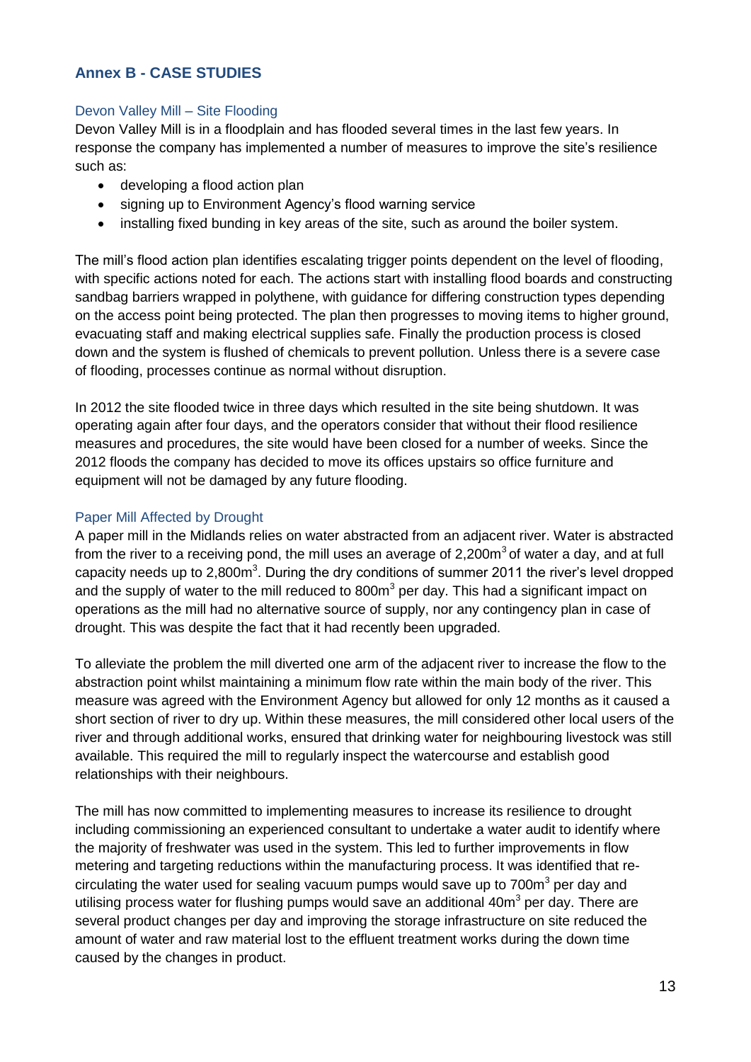## Annex B - CASE STUDIES

### Devon Valley Mill – Site Flooding

Devon Valley Mill is in a floodplain and has flooded several times in the last few years. In response the company has implemented a number of measures to improve the site's resilience such as:

- developing a flood action plan
- signing up to Environment Agency's flood warning service
- installing fixed bunding in key areas of the site, such as around the boiler system.

The mill's flood action plan identifies escalating trigger points dependent on the level of flooding, with specific actions noted for each. The actions start with installing flood boards and constructing sandbag barriers wrapped in polythene, with guidance for differing construction types depending on the access point being protected. The plan then progresses to moving items to higher ground, evacuating staff and making electrical supplies safe. Finally the production process is closed down and the system is flushed of chemicals to prevent pollution. Unless there is a severe case of flooding, processes continue as normal without disruption.

In 2012 the site flooded twice in three days which resulted in the site being shutdown. It was operating again after four days, and the operators consider that without their flood resilience measures and procedures, the site would have been closed for a number of weeks. Since the 2012 floods the company has decided to move its offices upstairs so office furniture and equipment will not be damaged by any future flooding.

### Paper Mill Affected by Drought

A paper mill in the Midlands relies on water abstracted from an adjacent river. Water is abstracted from the river to a receiving pond, the mill uses an average of 2,200m$^3$ of water a day, and at full capacity needs up to 2,800m$^3$. During the dry conditions of summer 2011 the river's level dropped and the supply of water to the mill reduced to 800m$^3$ per day. This had a significant impact on operations as the mill had no alternative source of supply, nor any contingency plan in case of drought. This was despite the fact that it had recently been upgraded.

To alleviate the problem the mill diverted one arm of the adjacent river to increase the flow to the abstraction point whilst maintaining a minimum flow rate within the main body of the river. This measure was agreed with the Environment Agency but allowed for only 12 months as it caused a short section of river to dry up. Within these measures, the mill considered other local users of the river and through additional works, ensured that drinking water for neighbouring livestock was still available. This required the mill to regularly inspect the watercourse and establish good relationships with their neighbours.

The mill has now committed to implementing measures to increase its resilience to drought including commissioning an experienced consultant to undertake a water audit to identify where the majority of freshwater was used in the system. This led to further improvements in flow metering and targeting reductions within the manufacturing process. It was identified that re-circulating the water used for sealing vacuum pumps would save up to 700m$^3$ per day and utilising process water for flushing pumps would save an additional 40m$^3$ per day. There are several product changes per day and improving the storage infrastructure on site reduced the amount of water and raw material lost to the effluent treatment works during the down time caused by the changes in product.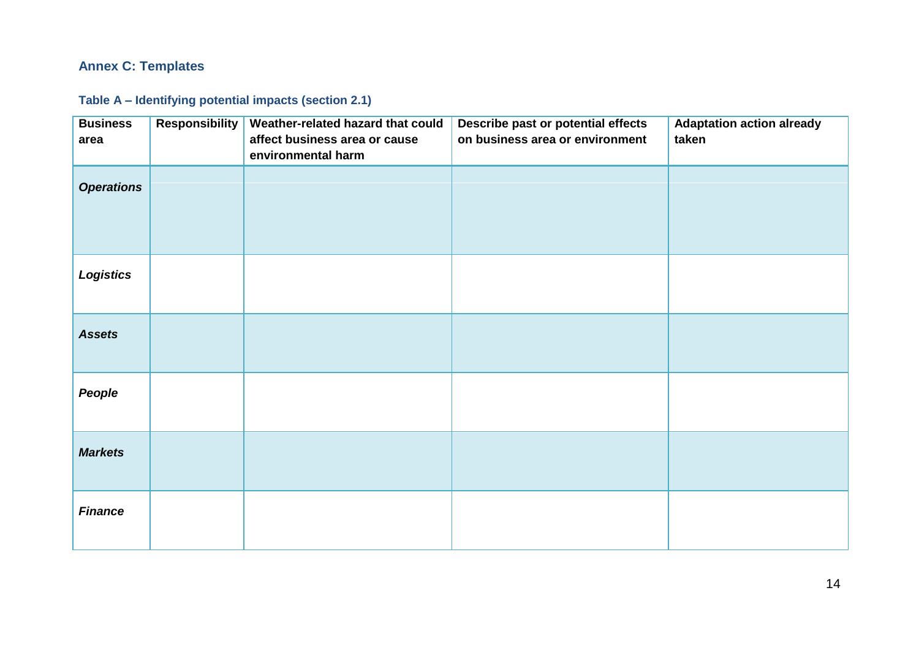## Annex C: Templates

### Table A – Identifying potential impacts (section 2.1)

| Business area | Responsibility | Weather-related hazard that could affect business area or cause environmental harm | Describe past or potential effects on business area or environment | Adaptation action already taken |
|---|---|---|---|---|
| ***Operations*** | | | | |
| ***Logistics*** | | | | |
| ***Assets*** | | | | |
| ***People*** | | | | |
| ***Markets*** | | | | |
| ***Finance*** | | | | |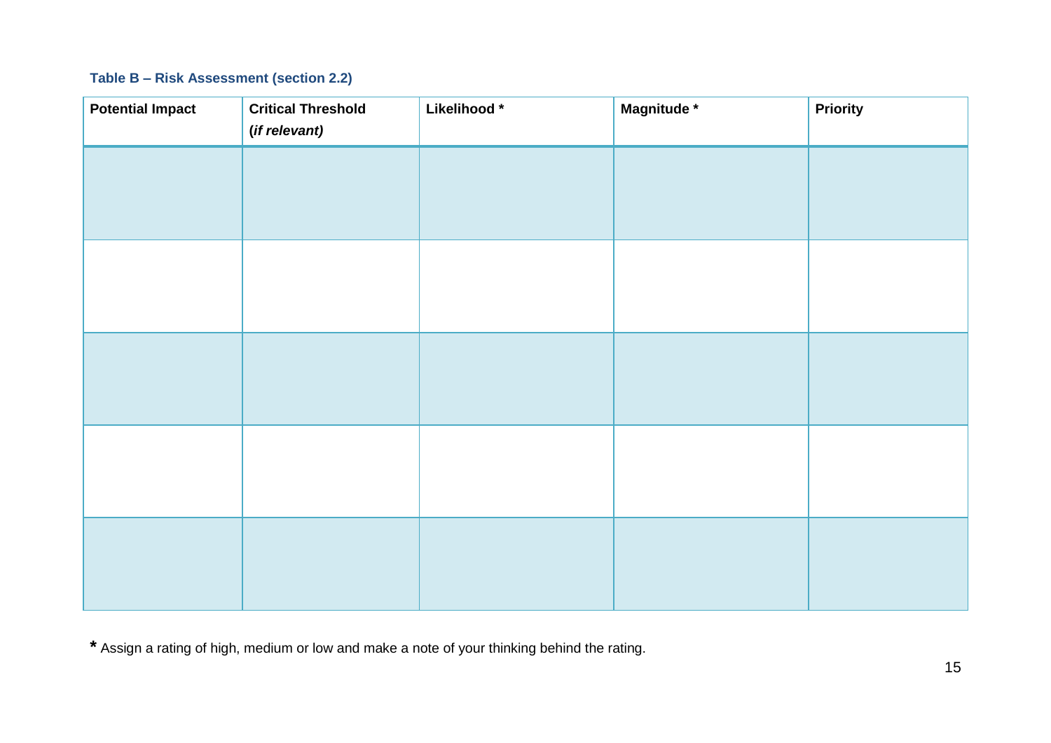**Table B – Risk Assessment (section 2.2)**

| Potential Impact | Critical Threshold (*if relevant)* | Likelihood * | Magnitude * | Priority |
|---|---|---|---|---|
| | | | | |
| | | | | |
| | | | | |
| | | | | |
| | | | | |

* Assign a rating of high, medium or low and make a note of your thinking behind the rating.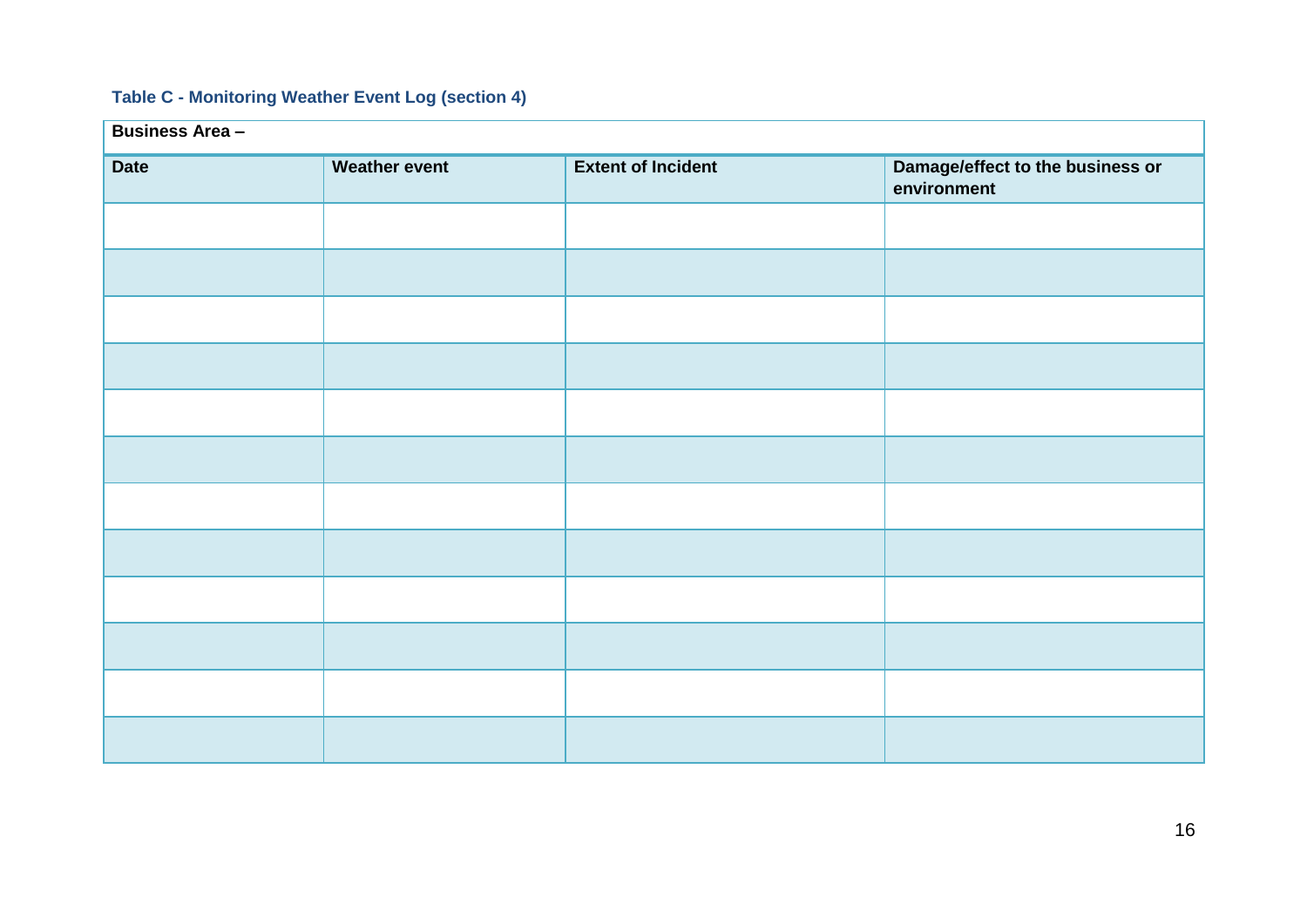### Table C - Monitoring Weather Event Log (section 4)

**Business Area –**

| Date | Weather event | Extent of Incident | Damage/effect to the business or environment |
|---|---|---|---|
| | | | |
| | | | |
| | | | |
| | | | |
| | | | |
| | | | |
| | | | |
| | | | |
| | | | |
| | | | |
| | | | |
| | | | |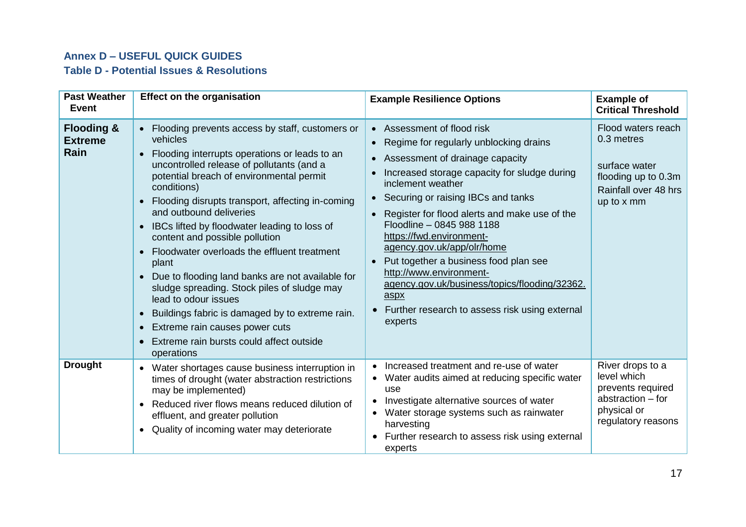## Annex D – USEFUL QUICK GUIDES

### Table D - Potential Issues & Resolutions

| Past Weather Event | Effect on the organisation | Example Resilience Options | Example of Critical Threshold |
|---|---|---|---|
| **Flooding & Extreme Rain** | • Flooding prevents access by staff, customers or vehicles<br>• Flooding interrupts operations or leads to an uncontrolled release of pollutants (and a potential breach of environmental permit conditions)<br>• Flooding disrupts transport, affecting in-coming and outbound deliveries<br>• IBCs lifted by floodwater leading to loss of content and possible pollution<br>• Floodwater overloads the effluent treatment plant<br>• Due to flooding land banks are not available for sludge spreading. Stock piles of sludge may lead to odour issues<br>• Buildings fabric is damaged by to extreme rain.<br>• Extreme rain causes power cuts<br>• Extreme rain bursts could affect outside operations | • Assessment of flood risk<br>• Regime for regularly unblocking drains<br>• Assessment of drainage capacity<br>• Increased storage capacity for sludge during inclement weather<br>• Securing or raising IBCs and tanks<br>• Register for flood alerts and make use of the Floodline – 0845 988 1188 https://fwd.environment-agency.gov.uk/app/olr/home<br>• Put together a business food plan see http://www.environment-agency.gov.uk/business/topics/flooding/32362.aspx<br>• Further research to assess risk using external experts | Flood waters reach 0.3 metres<br><br>surface water flooding up to 0.3m<br>Rainfall over 48 hrs up to x mm |
| **Drought** | • Water shortages cause business interruption in times of drought (water abstraction restrictions may be implemented)<br>• Reduced river flows means reduced dilution of effluent, and greater pollution<br>• Quality of incoming water may deteriorate | • Increased treatment and re-use of water<br>• Water audits aimed at reducing specific water use<br>• Investigate alternative sources of water<br>• Water storage systems such as rainwater harvesting<br>• Further research to assess risk using external experts | River drops to a level which prevents required abstraction – for physical or regulatory reasons |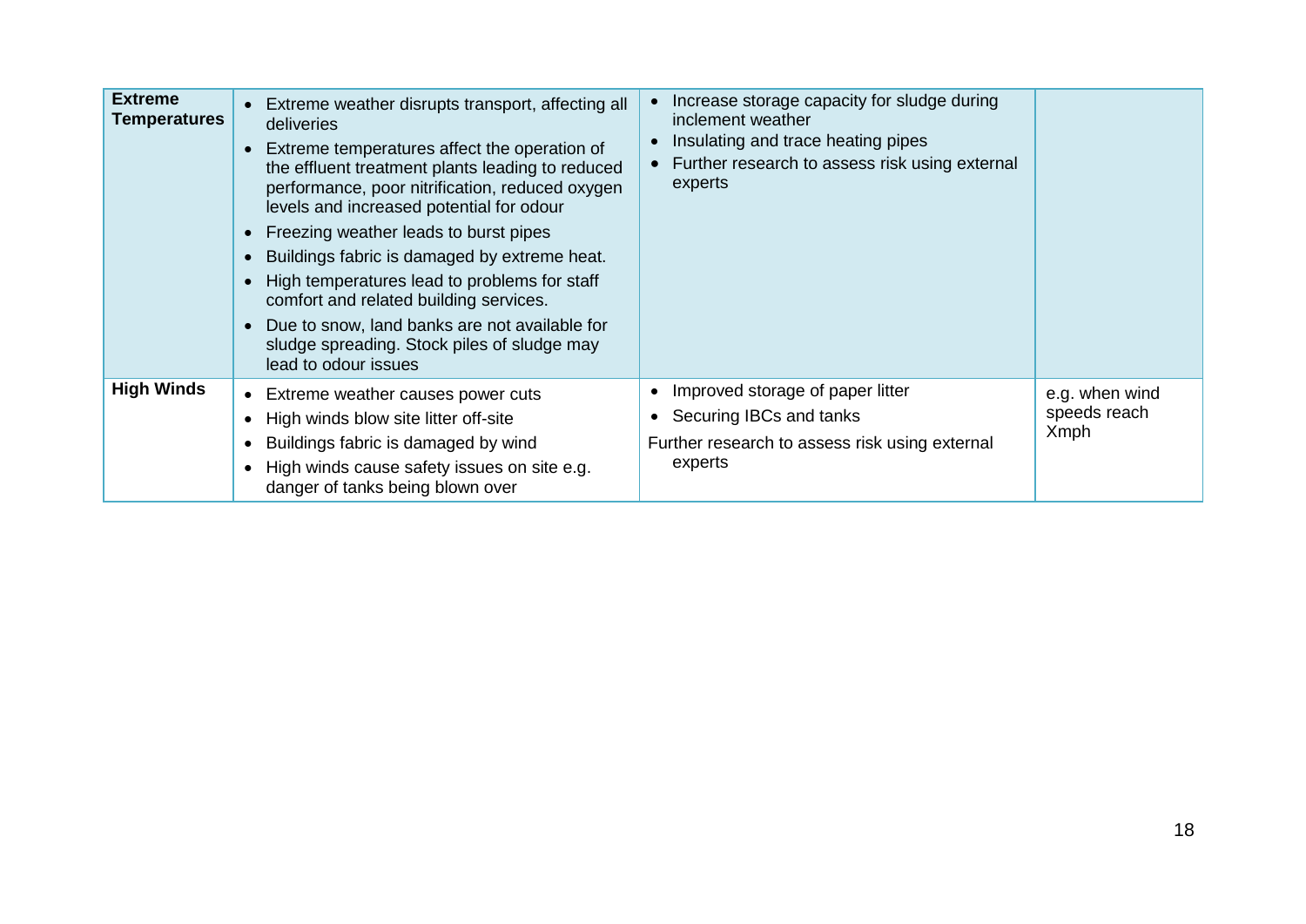| | | | |
|---|---|---|---|
| **Extreme Temperatures** | • Extreme weather disrupts transport, affecting all deliveries<br>• Extreme temperatures affect the operation of the effluent treatment plants leading to reduced performance, poor nitrification, reduced oxygen levels and increased potential for odour<br>• Freezing weather leads to burst pipes<br>• Buildings fabric is damaged by extreme heat.<br>• High temperatures lead to problems for staff comfort and related building services.<br>• Due to snow, land banks are not available for sludge spreading. Stock piles of sludge may lead to odour issues | • Increase storage capacity for sludge during inclement weather<br>• Insulating and trace heating pipes<br>• Further research to assess risk using external experts | |
| **High Winds** | • Extreme weather causes power cuts<br>• High winds blow site litter off-site<br>• Buildings fabric is damaged by wind<br>• High winds cause safety issues on site e.g. danger of tanks being blown over | • Improved storage of paper litter<br>• Securing IBCs and tanks<br>Further research to assess risk using external experts | e.g. when wind speeds reach Xmph |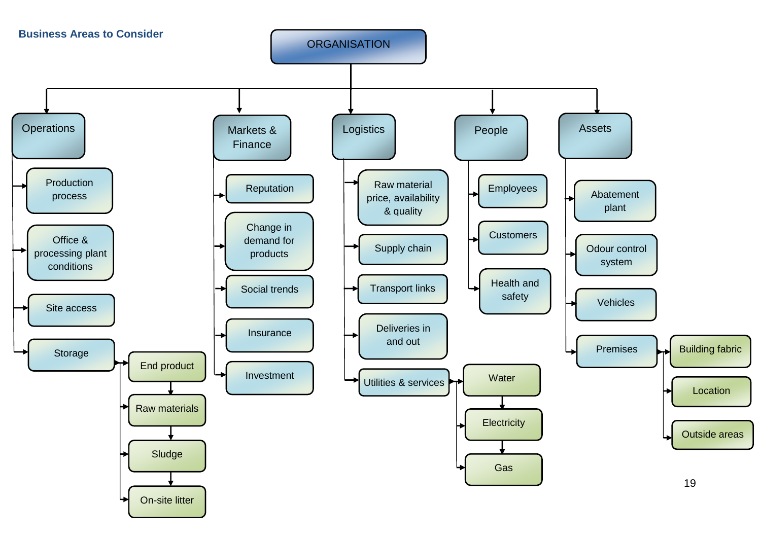### Business Areas to Consider

ORGANISATION

Operations
- Production process
- Office & processing plant conditions
- Site access
- Storage
  - End product
  - Raw materials
  - Sludge
  - On-site litter

Markets & Finance
- Reputation
- Change in demand for products
- Social trends
- Insurance
- Investment

Logistics
- Raw material price, availability & quality
- Supply chain
- Transport links
- Deliveries in and out
- Utilities & services
  - Water
  - Electricity
  - Gas

People
- Employees
- Customers
- Health and safety

Assets
- Abatement plant
- Odour control system
- Vehicles
- Premises
  - Building fabric
  - Location
  - Outside areas